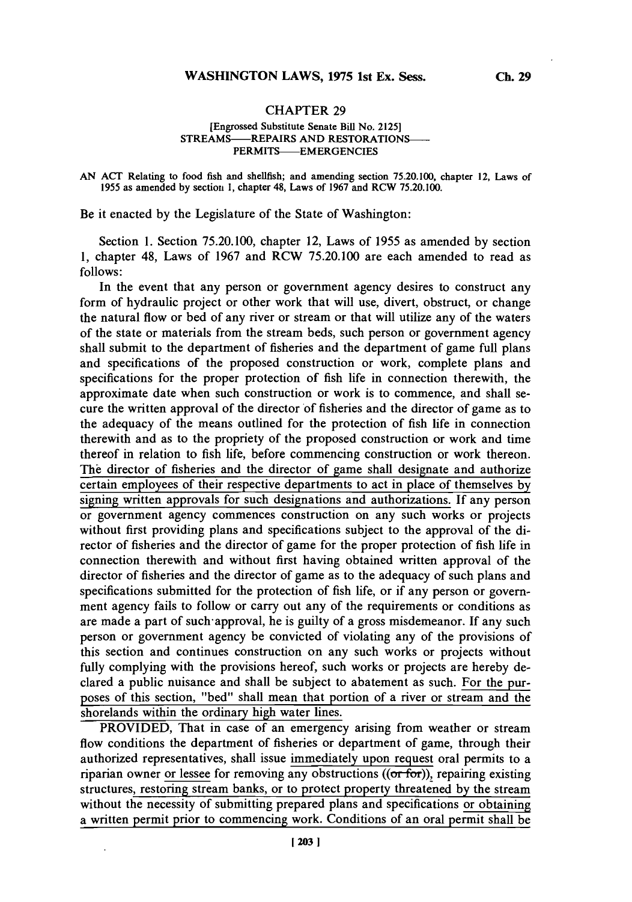# CHAPTER 29

[Engrossed Substitute Senate Bill No. 2125]
STREAMS——REPAIRS AND RESTORATIONS——
PERMITS——EMERGENCIES

AN ACT Relating to food fish and shellfish; and amending section 75.20.100, chapter 12, Laws of 1955 as amended by section 1, chapter 48, Laws of 1967 and RCW 75.20.100.

Be it enacted by the Legislature of the State of Washington:

Section 1. Section 75.20.100, chapter 12, Laws of 1955 as amended by section 1, chapter 48, Laws of 1967 and RCW 75.20.100 are each amended to read as follows:

In the event that any person or government agency desires to construct any form of hydraulic project or other work that will use, divert, obstruct, or change the natural flow or bed of any river or stream or that will utilize any of the waters of the state or materials from the stream beds, such person or government agency shall submit to the department of fisheries and the department of game full plans and specifications of the proposed construction or work, complete plans and specifications for the proper protection of fish life in connection therewith, the approximate date when such construction or work is to commence, and shall secure the written approval of the director of fisheries and the director of game as to the adequacy of the means outlined for the protection of fish life in connection therewith and as to the propriety of the proposed construction or work and time thereof in relation to fish life, before commencing construction or work thereon. The director of fisheries and the director of game shall designate and authorize certain employees of their respective departments to act in place of themselves by signing written approvals for such designations and authorizations. If any person or government agency commences construction on any such works or projects without first providing plans and specifications subject to the approval of the director of fisheries and the director of game for the proper protection of fish life in connection therewith and without first having obtained written approval of the director of fisheries and the director of game as to the adequacy of such plans and specifications submitted for the protection of fish life, or if any person or government agency fails to follow or carry out any of the requirements or conditions as are made a part of such approval, he is guilty of a gross misdemeanor. If any such person or government agency be convicted of violating any of the provisions of this section and continues construction on any such works or projects without fully complying with the provisions hereof, such works or projects are hereby declared a public nuisance and shall be subject to abatement as such. For the purposes of this section, "bed" shall mean that portion of a river or stream and the shorelands within the ordinary high water lines.

PROVIDED, That in case of an emergency arising from weather or stream flow conditions the department of fisheries or department of game, through their authorized representatives, shall issue immediately upon request oral permits to a riparian owner or lessee for removing any obstructions ((~~or for~~)), repairing existing structures, restoring stream banks, or to protect property threatened by the stream without the necessity of submitting prepared plans and specifications or obtaining a written permit prior to commencing work. Conditions of an oral permit shall be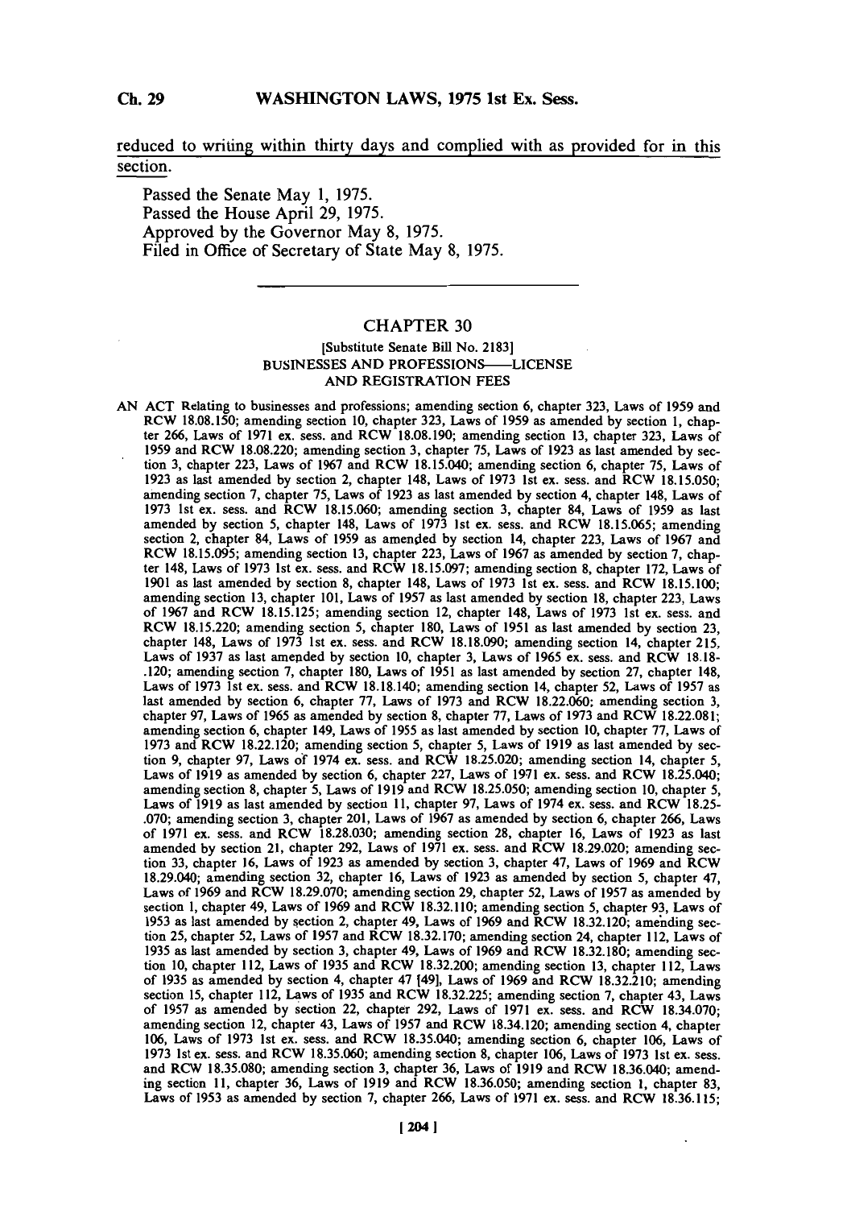reduced to writing within thirty days and complied with as provided for in this section.

Passed the Senate May 1, 1975.
Passed the House April 29, 1975.
Approved by the Governor May 8, 1975.
Filed in Office of Secretary of State May 8, 1975.

---

## CHAPTER 30

[Substitute Senate Bill No. 2183]

BUSINESSES AND PROFESSIONS——LICENSE AND REGISTRATION FEES

AN ACT Relating to businesses and professions; amending section 6, chapter 323, Laws of 1959 and RCW 18.08.150; amending section 10, chapter 323, Laws of 1959 as amended by section 1, chapter 266, Laws of 1971 ex. sess. and RCW 18.08.190; amending section 13, chapter 323, Laws of 1959 and RCW 18.08.220; amending section 3, chapter 75, Laws of 1923 as last amended by section 3, chapter 223, Laws of 1967 and RCW 18.15.040; amending section 6, chapter 75, Laws of 1923 as last amended by section 2, chapter 148, Laws of 1973 1st ex. sess. and RCW 18.15.050; amending section 7, chapter 75, Laws of 1923 as last amended by section 4, chapter 148, Laws of 1973 1st ex. sess. and RCW 18.15.060; amending section 3, chapter 84, Laws of 1959 as last amended by section 5, chapter 148, Laws of 1973 1st ex. sess. and RCW 18.15.065; amending section 2, chapter 84, Laws of 1959 as amended by section 14, chapter 223, Laws of 1967 and RCW 18.15.095; amending section 13, chapter 223, Laws of 1967 as amended by section 7, chapter 148, Laws of 1973 1st ex. sess. and RCW 18.15.097; amending section 8, chapter 172, Laws of 1901 as last amended by section 8, chapter 148, Laws of 1973 1st ex. sess. and RCW 18.15.100; amending section 13, chapter 101, Laws of 1957 as last amended by section 18, chapter 223, Laws of 1967 and RCW 18.15.125; amending section 12, chapter 148, Laws of 1973 1st ex. sess. and RCW 18.15.220; amending section 5, chapter 180, Laws of 1951 as last amended by section 23, chapter 148, Laws of 1973 1st ex. sess. and RCW 18.18.090; amending section 14, chapter 215, Laws of 1937 as last amended by section 10, chapter 3, Laws of 1965 ex. sess. and RCW 18.18-.120; amending section 7, chapter 180, Laws of 1951 as last amended by section 27, chapter 148, Laws of 1973 1st ex. sess. and RCW 18.18.140; amending section 14, chapter 52, Laws of 1957 as last amended by section 6, chapter 77, Laws of 1973 and RCW 18.22.060; amending section 3, chapter 97, Laws of 1965 as amended by section 8, chapter 77, Laws of 1973 and RCW 18.22.081; amending section 6, chapter 149, Laws of 1955 as last amended by section 10, chapter 77, Laws of 1973 and RCW 18.22.120; amending section 5, chapter 5, Laws of 1919 as last amended by section 9, chapter 97, Laws of 1974 ex. sess. and RCW 18.25.020; amending section 14, chapter 5, Laws of 1919 as amended by section 6, chapter 227, Laws of 1971 ex. sess. and RCW 18.25.040; amending section 8, chapter 5, Laws of 1919 and RCW 18.25.050; amending section 10, chapter 5, Laws of 1919 as last amended by section 11, chapter 97, Laws of 1974 ex. sess. and RCW 18.25-.070; amending section 3, chapter 201, Laws of 1967 as amended by section 6, chapter 266, Laws of 1971 ex. sess. and RCW 18.28.030; amending section 28, chapter 16, Laws of 1923 as last amended by section 21, chapter 292, Laws of 1971 ex. sess. and RCW 18.29.020; amending section 33, chapter 16, Laws of 1923 as amended by section 3, chapter 47, Laws of 1969 and RCW 18.29.040; amending section 32, chapter 16, Laws of 1923 as amended by section 5, chapter 47, Laws of 1969 and RCW 18.29.070; amending section 29, chapter 52, Laws of 1957 as amended by section 1, chapter 49, Laws of 1969 and RCW 18.32.110; amending section 5, chapter 93, Laws of 1953 as last amended by section 2, chapter 49, Laws of 1969 and RCW 18.32.120; amending section 25, chapter 52, Laws of 1957 and RCW 18.32.170; amending section 24, chapter 112, Laws of 1935 as last amended by section 3, chapter 49, Laws of 1969 and RCW 18.32.180; amending section 10, chapter 112, Laws of 1935 and RCW 18.32.200; amending section 13, chapter 112, Laws of 1935 as amended by section 4, chapter 47 [49], Laws of 1969 and RCW 18.32.210; amending section 15, chapter 112, Laws of 1935 and RCW 18.32.225; amending section 7, chapter 43, Laws of 1957 as amended by section 22, chapter 292, Laws of 1971 ex. sess. and RCW 18.34.070; amending section 12, chapter 43, Laws of 1957 and RCW 18.34.120; amending section 4, chapter 106, Laws of 1973 1st ex. sess. and RCW 18.35.040; amending section 6, chapter 106, Laws of 1973 1st ex. sess. and RCW 18.35.060; amending section 8, chapter 106, Laws of 1973 1st ex. sess. and RCW 18.35.080; amending section 3, chapter 36, Laws of 1919 and RCW 18.36.040; amending section 11, chapter 36, Laws of 1919 and RCW 18.36.050; amending section 1, chapter 83, Laws of 1953 as amended by section 7, chapter 266, Laws of 1971 ex. sess. and RCW 18.36.115;